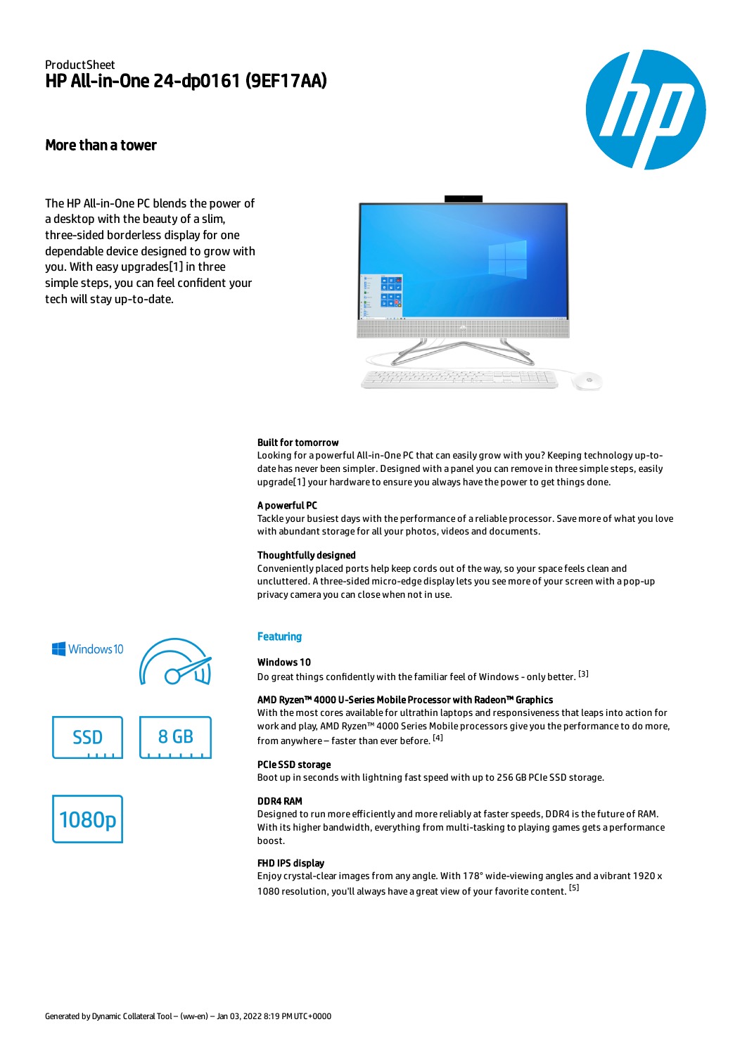ProductSheet

# HP All-in-One 24-dp0161 (9EF17AA)

## More than a tower

The HP All-in-One PC blends the power of a desktop with the beauty of a slim, three-sided borderless display for one dependable device designed to grow with you. With easy upgrades[1] in three simple steps, you can feel confident your tech will stay up-to-date.

**Built for tomorrow**
Looking for a powerful All-in-One PC that can easily grow with you? Keeping technology up-to-date has never been simpler. Designed with a panel you can remove in three simple steps, easily upgrade[1] your hardware to ensure you always have the power to get things done.

**A powerful PC**
Tackle your busiest days with the performance of a reliable processor. Save more of what you love with abundant storage for all your photos, videos and documents.

**Thoughtfully designed**
Conveniently placed ports help keep cords out of the way, so your space feels clean and uncluttered. A three-sided micro-edge display lets you see more of your screen with a pop-up privacy camera you can close when not in use.

Windows 10

SSD

8 GB

1080p

## Featuring

**Windows 10**
Do great things confidently with the familiar feel of Windows - only better. [3]

**AMD Ryzen™ 4000 U-Series Mobile Processor with Radeon™ Graphics**
With the most cores available for ultrathin laptops and responsiveness that leaps into action for work and play, AMD Ryzen™ 4000 Series Mobile processors give you the performance to do more, from anywhere – faster than ever before. [4]

**PCIe SSD storage**
Boot up in seconds with lightning fast speed with up to 256 GB PCIe SSD storage.

**DDR4 RAM**
Designed to run more efficiently and more reliably at faster speeds, DDR4 is the future of RAM. With its higher bandwidth, everything from multi-tasking to playing games gets a performance boost.

**FHD IPS display**
Enjoy crystal-clear images from any angle. With 178° wide-viewing angles and a vibrant 1920 x 1080 resolution, you'll always have a great view of your favorite content. [5]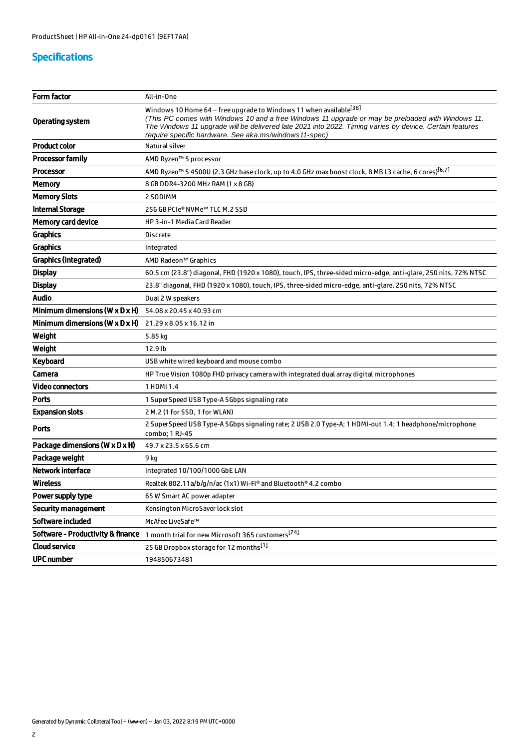## Specifications

| | |
|---|---|
| **Form factor** | All-in-One |
| **Operating system** | Windows 10 Home 64 – free upgrade to Windows 11 when available[38] *(This PC comes with Windows 10 and a free Windows 11 upgrade or may be preloaded with Windows 11. The Windows 11 upgrade will be delivered late 2021 into 2022. Timing varies by device. Certain features require specific hardware. See aka.ms/windows11-spec)* |
| **Product color** | Natural silver |
| **Processor family** | AMD Ryzen™ 5 processor |
| **Processor** | AMD Ryzen™ 5 4500U (2.3 GHz base clock, up to 4.0 GHz max boost clock, 8 MB L3 cache, 6 cores)[6,7] |
| **Memory** | 8 GB DDR4-3200 MHz RAM (1 x 8 GB) |
| **Memory Slots** | 2 SODIMM |
| **Internal Storage** | 256 GB PCIe® NVMe™ TLC M.2 SSD |
| **Memory card device** | HP 3-in-1 Media Card Reader |
| **Graphics** | Discrete |
| **Graphics** | Integrated |
| **Graphics (integrated)** | AMD Radeon™ Graphics |
| **Display** | 60.5 cm (23.8") diagonal, FHD (1920 x 1080), touch, IPS, three-sided micro-edge, anti-glare, 250 nits, 72% NTSC |
| **Display** | 23.8" diagonal, FHD (1920 x 1080), touch, IPS, three-sided micro-edge, anti-glare, 250 nits, 72% NTSC |
| **Audio** | Dual 2 W speakers |
| **Minimum dimensions (W x D x H)** | 54.08 x 20.45 x 40.93 cm |
| **Minimum dimensions (W x D x H)** | 21.29 x 8.05 x 16.12 in |
| **Weight** | 5.85 kg |
| **Weight** | 12.9 lb |
| **Keyboard** | USB white wired keyboard and mouse combo |
| **Camera** | HP True Vision 1080p FHD privacy camera with integrated dual array digital microphones |
| **Video connectors** | 1 HDMI 1.4 |
| **Ports** | 1 SuperSpeed USB Type-A 5Gbps signaling rate |
| **Expansion slots** | 2 M.2 (1 for SSD, 1 for WLAN) |
| **Ports** | 2 SuperSpeed USB Type-A 5Gbps signaling rate; 2 USB 2.0 Type-A; 1 HDMI-out 1.4; 1 headphone/microphone combo; 1 RJ-45 |
| **Package dimensions (W x D x H)** | 49.7 x 23.5 x 65.6 cm |
| **Package weight** | 9 kg |
| **Network interface** | Integrated 10/100/1000 GbE LAN |
| **Wireless** | Realtek 802.11a/b/g/n/ac (1x1) Wi-Fi® and Bluetooth® 4.2 combo |
| **Power supply type** | 65 W Smart AC power adapter |
| **Security management** | Kensington MicroSaver lock slot |
| **Software included** | McAfee LiveSafe™ |
| **Software - Productivity & finance** | 1 month trial for new Microsoft 365 customers[24] |
| **Cloud service** | 25 GB Dropbox storage for 12 months[1] |
| **UPC number** | 194850673481 |

Generated by Dynamic Collateral Tool – (ww-en) – Jan 03, 2022 8:19 PM UTC+0000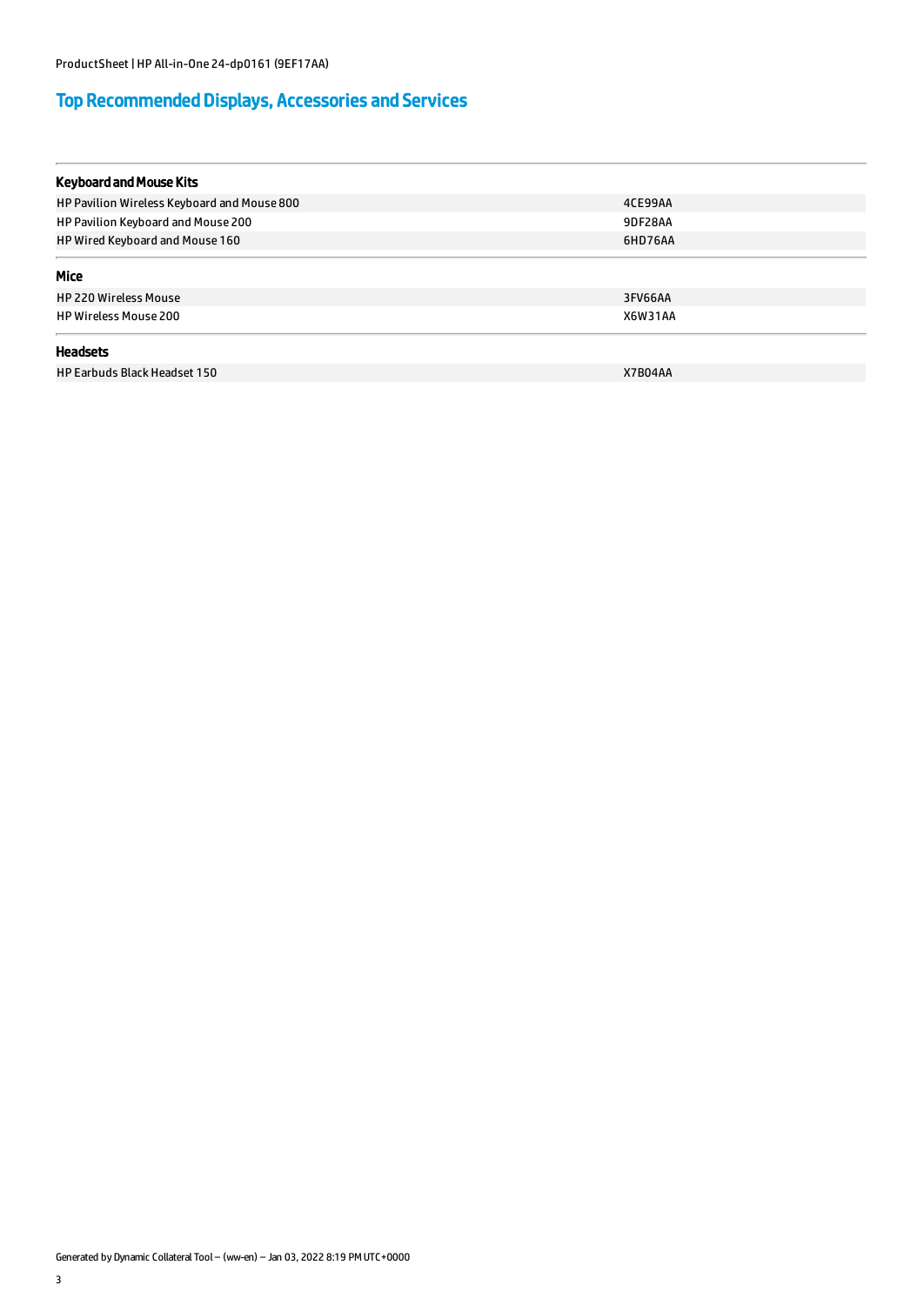## Top Recommended Displays, Accessories and Services

### Keyboard and Mouse Kits

| | |
|---|---|
| HP Pavilion Wireless Keyboard and Mouse 800 | 4CE99AA |
| HP Pavilion Keyboard and Mouse 200 | 9DF28AA |
| HP Wired Keyboard and Mouse 160 | 6HD76AA |

### Mice

| | |
|---|---|
| HP 220 Wireless Mouse | 3FV66AA |
| HP Wireless Mouse 200 | X6W31AA |

### Headsets

| | |
|---|---|
| HP Earbuds Black Headset 150 | X7B04AA |

Generated by Dynamic Collateral Tool – (ww-en) – Jan 03, 2022 8:19 PM UTC+0000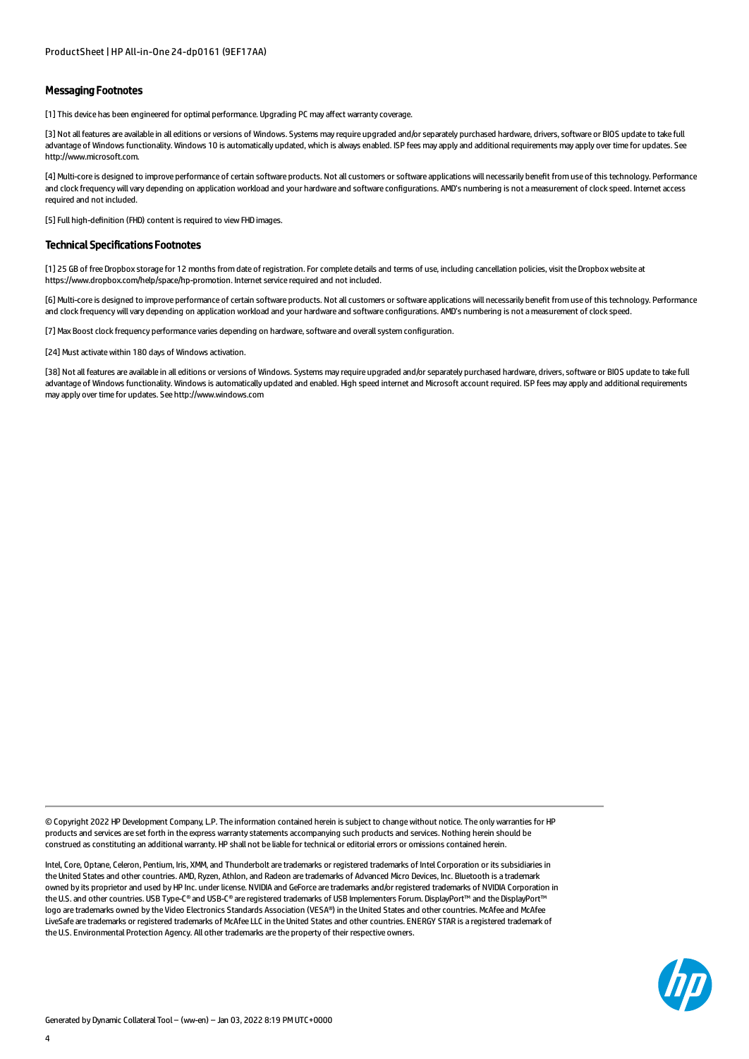## Messaging Footnotes

[1] This device has been engineered for optimal performance. Upgrading PC may affect warranty coverage.

[3] Not all features are available in all editions or versions of Windows. Systems may require upgraded and/or separately purchased hardware, drivers, software or BIOS update to take full advantage of Windows functionality. Windows 10 is automatically updated, which is always enabled. ISP fees may apply and additional requirements may apply over time for updates. See http://www.microsoft.com.

[4] Multi-core is designed to improve performance of certain software products. Not all customers or software applications will necessarily benefit from use of this technology. Performance and clock frequency will vary depending on application workload and your hardware and software configurations. AMD's numbering is not a measurement of clock speed. Internet access required and not included.

[5] Full high-definition (FHD) content is required to view FHD images.

## Technical Specifications Footnotes

[1] 25 GB of free Dropbox storage for 12 months from date of registration. For complete details and terms of use, including cancellation policies, visit the Dropbox website at https://www.dropbox.com/help/space/hp-promotion. Internet service required and not included.

[6] Multi-core is designed to improve performance of certain software products. Not all customers or software applications will necessarily benefit from use of this technology. Performance and clock frequency will vary depending on application workload and your hardware and software configurations. AMD's numbering is not a measurement of clock speed.

[7] Max Boost clock frequency performance varies depending on hardware, software and overall system configuration.

[24] Must activate within 180 days of Windows activation.

[38] Not all features are available in all editions or versions of Windows. Systems may require upgraded and/or separately purchased hardware, drivers, software or BIOS update to take full advantage of Windows functionality. Windows is automatically updated and enabled. High speed internet and Microsoft account required. ISP fees may apply and additional requirements may apply over time for updates. See http://www.windows.com

---

© Copyright 2022 HP Development Company, L.P. The information contained herein is subject to change without notice. The only warranties for HP products and services are set forth in the express warranty statements accompanying such products and services. Nothing herein should be construed as constituting an additional warranty. HP shall not be liable for technical or editorial errors or omissions contained herein.

Intel, Core, Optane, Celeron, Pentium, Iris, XMM, and Thunderbolt are trademarks or registered trademarks of Intel Corporation or its subsidiaries in the United States and other countries. AMD, Ryzen, Athlon, and Radeon are trademarks of Advanced Micro Devices, Inc. Bluetooth is a trademark owned by its proprietor and used by HP Inc. under license. NVIDIA and GeForce are trademarks and/or registered trademarks of NVIDIA Corporation in the U.S. and other countries. USB Type-C® and USB-C® are registered trademarks of USB Implementers Forum. DisplayPort™ and the DisplayPort™ logo are trademarks owned by the Video Electronics Standards Association (VESA®) in the United States and other countries. McAfee and McAfee LiveSafe are trademarks or registered trademarks of McAfee LLC in the United States and other countries. ENERGY STAR is a registered trademark of the U.S. Environmental Protection Agency. All other trademarks are the property of their respective owners.

Generated by Dynamic Collateral Tool – (ww-en) – Jan 03, 2022 8:19 PM UTC+0000